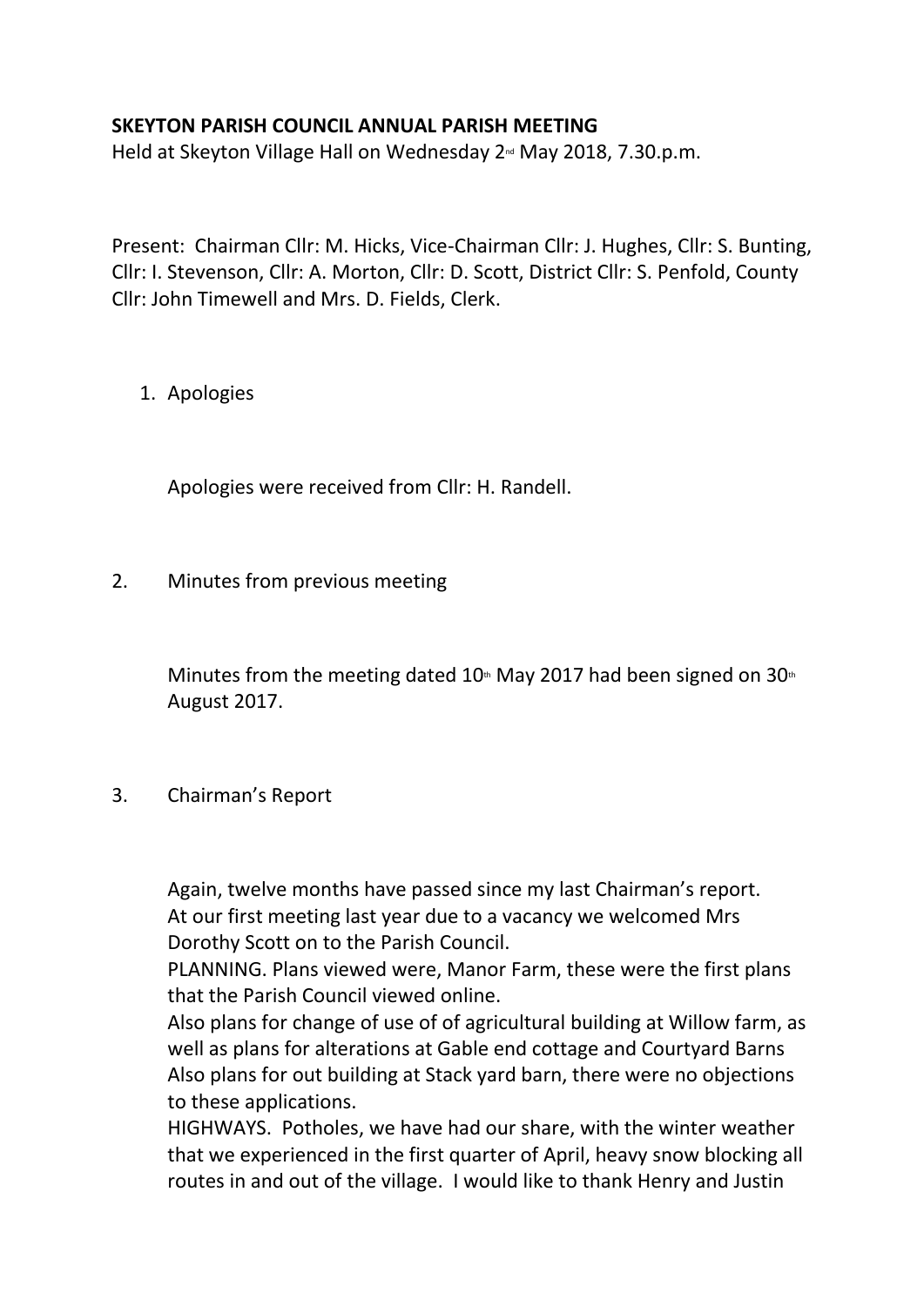**SKEYTON PARISH COUNCIL ANNUAL PARISH MEETING**

Held at Skeyton Village Hall on Wednesday 2nd May 2018, 7.30.p.m.

Present: Chairman Cllr: M. Hicks, Vice-Chairman Cllr: J. Hughes, Cllr: S. Bunting, Cllr: I. Stevenson, Cllr: A. Morton, Cllr: D. Scott, District Cllr: S. Penfold, County Cllr: John Timewell and Mrs. D. Fields, Clerk.

1. Apologies

   Apologies were received from Cllr: H. Randell.

2. Minutes from previous meeting

   Minutes from the meeting dated 10th May 2017 had been signed on 30th August 2017.

3. Chairman's Report

   Again, twelve months have passed since my last Chairman's report.
   At our first meeting last year due to a vacancy we welcomed Mrs Dorothy Scott on to the Parish Council.
   PLANNING. Plans viewed were, Manor Farm, these were the first plans that the Parish Council viewed online.
   Also plans for change of use of of agricultural building at Willow farm, as well as plans for alterations at Gable end cottage and Courtyard Barns
   Also plans for out building at Stack yard barn, there were no objections to these applications.
   HIGHWAYS. Potholes, we have had our share, with the winter weather that we experienced in the first quarter of April, heavy snow blocking all routes in and out of the village. I would like to thank Henry and Justin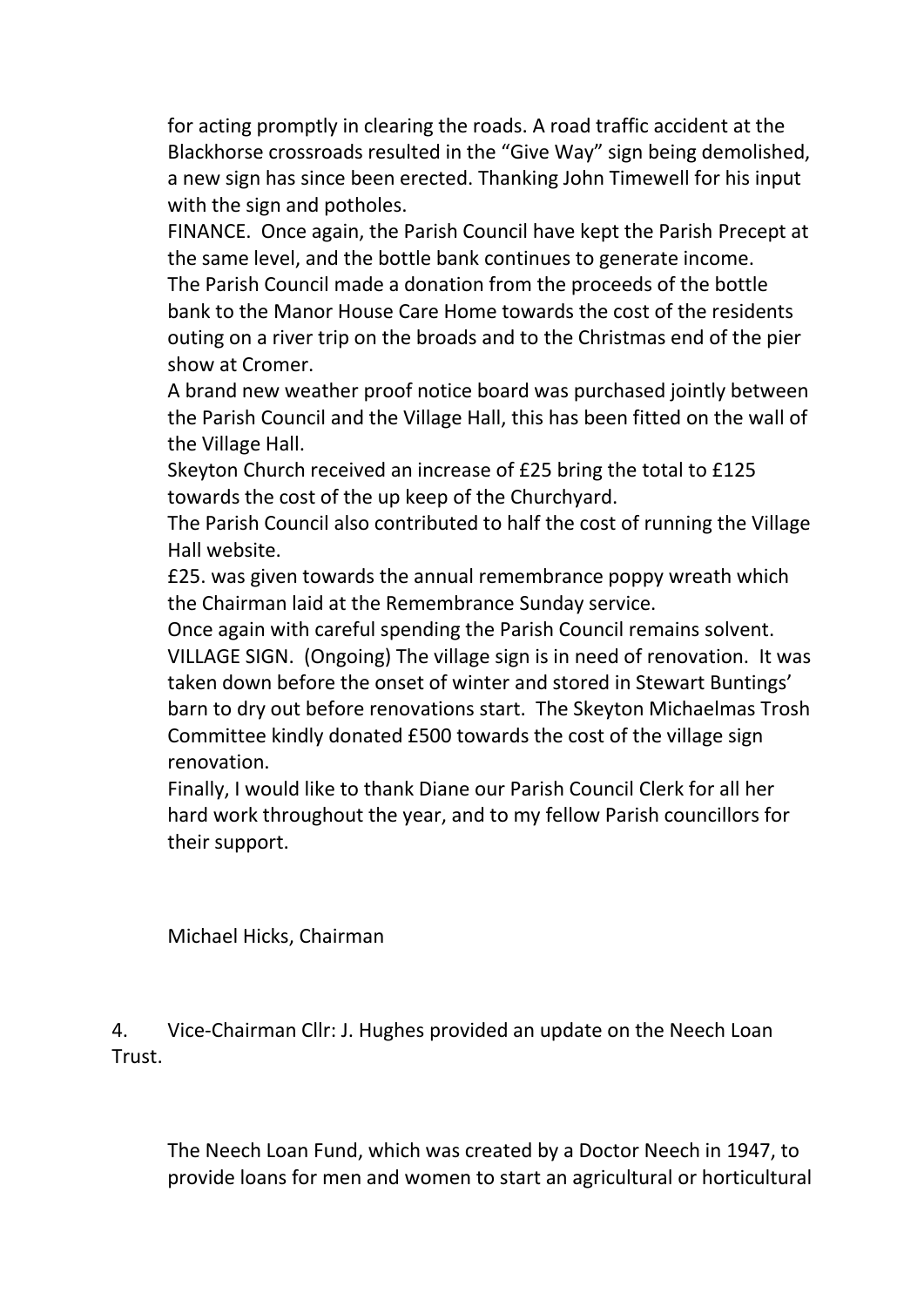for acting promptly in clearing the roads. A road traffic accident at the Blackhorse crossroads resulted in the "Give Way" sign being demolished, a new sign has since been erected. Thanking John Timewell for his input with the sign and potholes.

FINANCE. Once again, the Parish Council have kept the Parish Precept at the same level, and the bottle bank continues to generate income.

The Parish Council made a donation from the proceeds of the bottle bank to the Manor House Care Home towards the cost of the residents outing on a river trip on the broads and to the Christmas end of the pier show at Cromer.

A brand new weather proof notice board was purchased jointly between the Parish Council and the Village Hall, this has been fitted on the wall of the Village Hall.

Skeyton Church received an increase of £25 bring the total to £125 towards the cost of the up keep of the Churchyard.

The Parish Council also contributed to half the cost of running the Village Hall website.

£25. was given towards the annual remembrance poppy wreath which the Chairman laid at the Remembrance Sunday service.

Once again with careful spending the Parish Council remains solvent.

VILLAGE SIGN. (Ongoing) The village sign is in need of renovation. It was taken down before the onset of winter and stored in Stewart Buntings' barn to dry out before renovations start. The Skeyton Michaelmas Trosh Committee kindly donated £500 towards the cost of the village sign renovation.

Finally, I would like to thank Diane our Parish Council Clerk for all her hard work throughout the year, and to my fellow Parish councillors for their support.

Michael Hicks, Chairman

4. Vice-Chairman Cllr: J. Hughes provided an update on the Neech Loan Trust.

The Neech Loan Fund, which was created by a Doctor Neech in 1947, to provide loans for men and women to start an agricultural or horticultural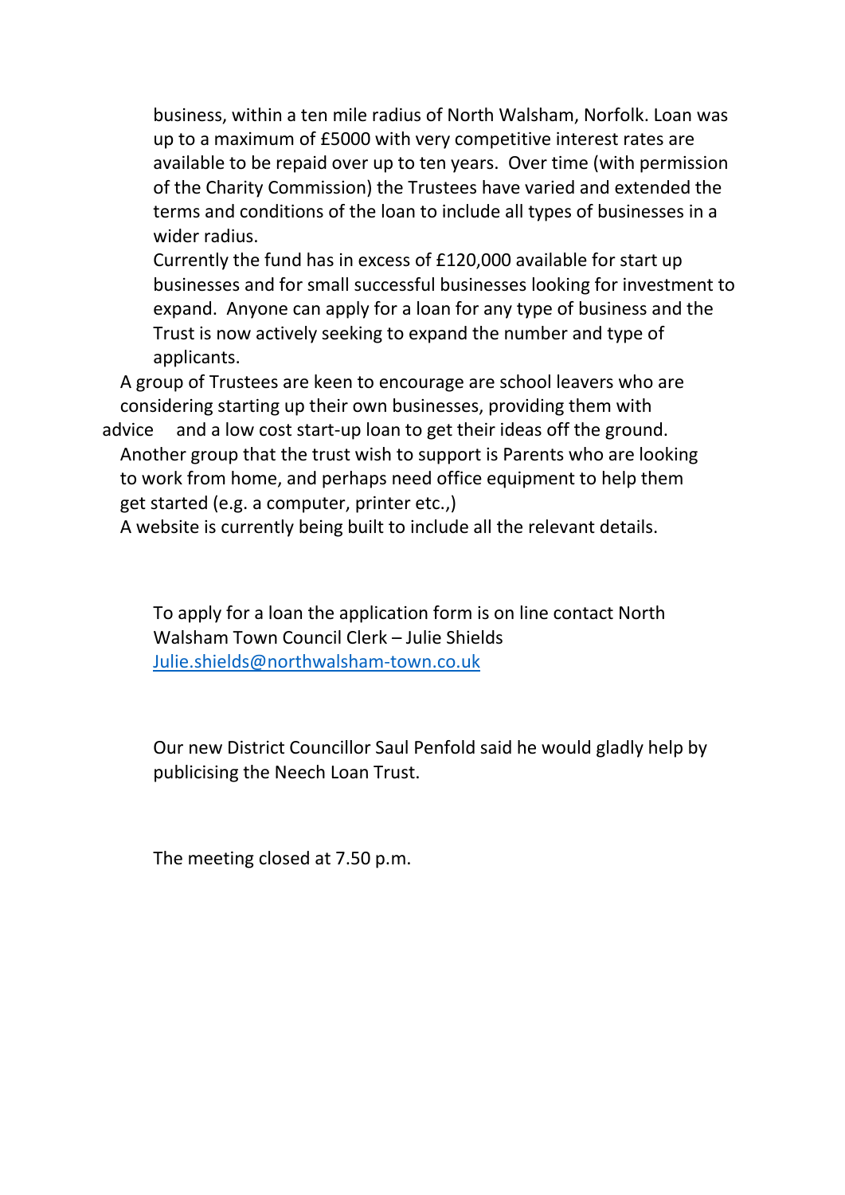business, within a ten mile radius of North Walsham, Norfolk. Loan was up to a maximum of £5000 with very competitive interest rates are available to be repaid over up to ten years. Over time (with permission of the Charity Commission) the Trustees have varied and extended the terms and conditions of the loan to include all types of businesses in a wider radius.

Currently the fund has in excess of £120,000 available for start up businesses and for small successful businesses looking for investment to expand. Anyone can apply for a loan for any type of business and the Trust is now actively seeking to expand the number and type of applicants.

A group of Trustees are keen to encourage are school leavers who are considering starting up their own businesses, providing them with advice and a low cost start-up loan to get their ideas off the ground.

Another group that the trust wish to support is Parents who are looking to work from home, and perhaps need office equipment to help them get started (e.g. a computer, printer etc.,)

A website is currently being built to include all the relevant details.

To apply for a loan the application form is on line contact North Walsham Town Council Clerk – Julie Shields
Julie.shields@northwalsham-town.co.uk

Our new District Councillor Saul Penfold said he would gladly help by publicising the Neech Loan Trust.

The meeting closed at 7.50 p.m.